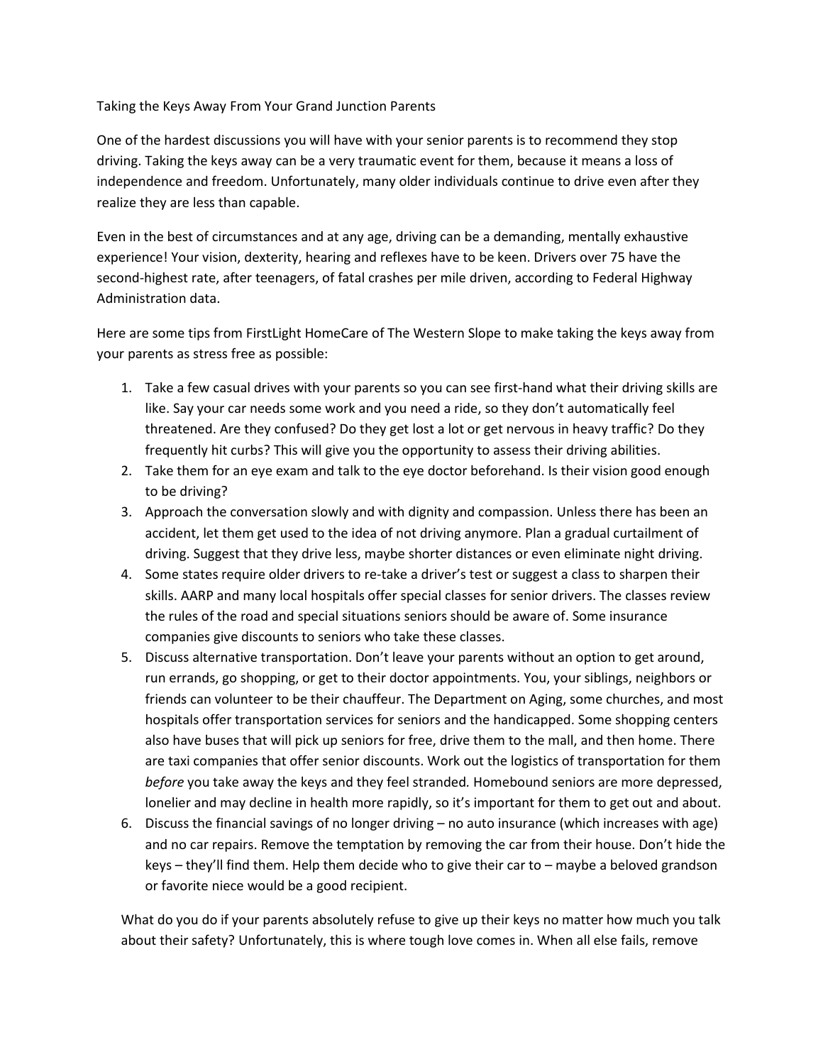# Taking the Keys Away From Your Grand Junction Parents

One of the hardest discussions you will have with your senior parents is to recommend they stop driving. Taking the keys away can be a very traumatic event for them, because it means a loss of independence and freedom. Unfortunately, many older individuals continue to drive even after they realize they are less than capable.

Even in the best of circumstances and at any age, driving can be a demanding, mentally exhaustive experience! Your vision, dexterity, hearing and reflexes have to be keen. Drivers over 75 have the second-highest rate, after teenagers, of fatal crashes per mile driven, according to Federal Highway Administration data.

Here are some tips from FirstLight HomeCare of The Western Slope to make taking the keys away from your parents as stress free as possible:

1. Take a few casual drives with your parents so you can see first-hand what their driving skills are like. Say your car needs some work and you need a ride, so they don't automatically feel threatened. Are they confused? Do they get lost a lot or get nervous in heavy traffic? Do they frequently hit curbs? This will give you the opportunity to assess their driving abilities.
2. Take them for an eye exam and talk to the eye doctor beforehand. Is their vision good enough to be driving?
3. Approach the conversation slowly and with dignity and compassion. Unless there has been an accident, let them get used to the idea of not driving anymore. Plan a gradual curtailment of driving. Suggest that they drive less, maybe shorter distances or even eliminate night driving.
4. Some states require older drivers to re-take a driver's test or suggest a class to sharpen their skills. AARP and many local hospitals offer special classes for senior drivers. The classes review the rules of the road and special situations seniors should be aware of. Some insurance companies give discounts to seniors who take these classes.
5. Discuss alternative transportation. Don't leave your parents without an option to get around, run errands, go shopping, or get to their doctor appointments. You, your siblings, neighbors or friends can volunteer to be their chauffeur. The Department on Aging, some churches, and most hospitals offer transportation services for seniors and the handicapped. Some shopping centers also have buses that will pick up seniors for free, drive them to the mall, and then home. There are taxi companies that offer senior discounts. Work out the logistics of transportation for them *before* you take away the keys and they feel stranded. Homebound seniors are more depressed, lonelier and may decline in health more rapidly, so it's important for them to get out and about.
6. Discuss the financial savings of no longer driving – no auto insurance (which increases with age) and no car repairs. Remove the temptation by removing the car from their house. Don't hide the keys – they'll find them. Help them decide who to give their car to – maybe a beloved grandson or favorite niece would be a good recipient.

What do you do if your parents absolutely refuse to give up their keys no matter how much you talk about their safety? Unfortunately, this is where tough love comes in. When all else fails, remove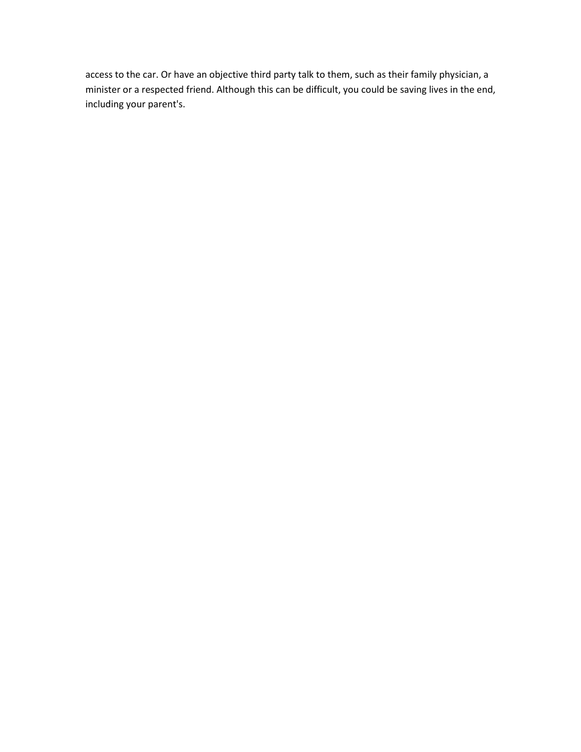access to the car. Or have an objective third party talk to them, such as their family physician, a minister or a respected friend. Although this can be difficult, you could be saving lives in the end, including your parent's.